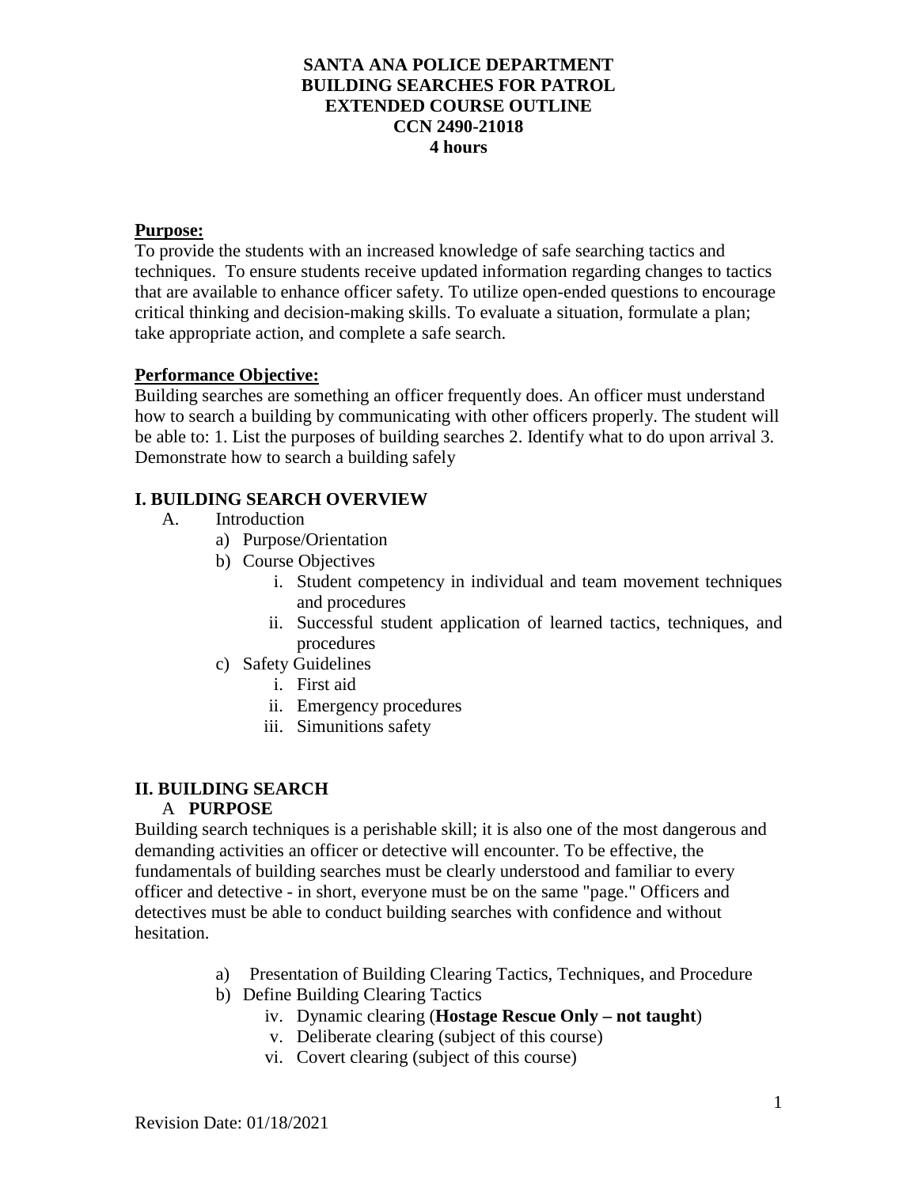**SANTA ANA POLICE DEPARTMENT**
**BUILDING SEARCHES FOR PATROL**
**EXTENDED COURSE OUTLINE**
**CCN 2490-21018**
**4 hours**

**Purpose:**

To provide the students with an increased knowledge of safe searching tactics and techniques. To ensure students receive updated information regarding changes to tactics that are available to enhance officer safety. To utilize open-ended questions to encourage critical thinking and decision-making skills. To evaluate a situation, formulate a plan; take appropriate action, and complete a safe search.

**Performance Objective:**

Building searches are something an officer frequently does. An officer must understand how to search a building by communicating with other officers properly. The student will be able to: 1. List the purposes of building searches 2. Identify what to do upon arrival 3. Demonstrate how to search a building safely

## I. BUILDING SEARCH OVERVIEW

- A. Introduction
  - a) Purpose/Orientation
  - b) Course Objectives
    - i. Student competency in individual and team movement techniques and procedures
    - ii. Successful student application of learned tactics, techniques, and procedures
  - c) Safety Guidelines
    - i. First aid
    - ii. Emergency procedures
    - iii. Simunitions safety

## II. BUILDING SEARCH

### A PURPOSE

Building search techniques is a perishable skill; it is also one of the most dangerous and demanding activities an officer or detective will encounter. To be effective, the fundamentals of building searches must be clearly understood and familiar to every officer and detective - in short, everyone must be on the same "page." Officers and detectives must be able to conduct building searches with confidence and without hesitation.

- a) Presentation of Building Clearing Tactics, Techniques, and Procedure
- b) Define Building Clearing Tactics
  - iv. Dynamic clearing (**Hostage Rescue Only – not taught**)
  - v. Deliberate clearing (subject of this course)
  - vi. Covert clearing (subject of this course)

Revision Date: 01/18/2021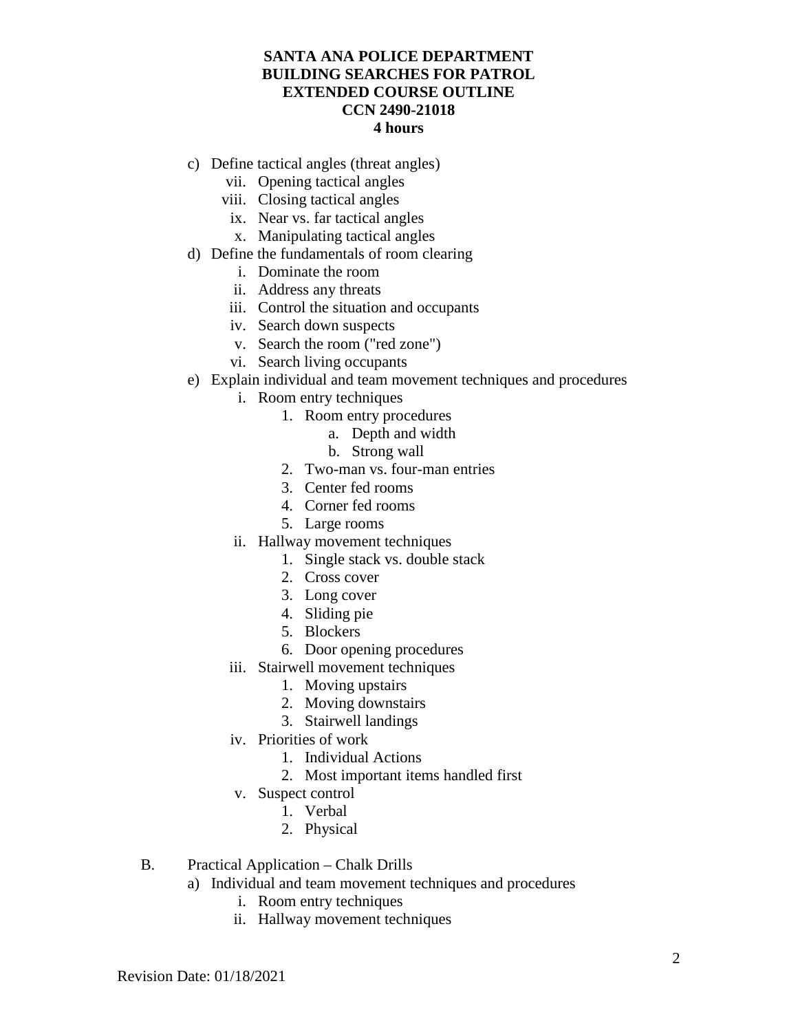**SANTA ANA POLICE DEPARTMENT**
**BUILDING SEARCHES FOR PATROL**
**EXTENDED COURSE OUTLINE**
**CCN 2490-21018**
**4 hours**

- c) Define tactical angles (threat angles)
  - vii. Opening tactical angles
  - viii. Closing tactical angles
  - ix. Near vs. far tactical angles
  - x. Manipulating tactical angles
- d) Define the fundamentals of room clearing
  - i. Dominate the room
  - ii. Address any threats
  - iii. Control the situation and occupants
  - iv. Search down suspects
  - v. Search the room ("red zone")
  - vi. Search living occupants
- e) Explain individual and team movement techniques and procedures
  - i. Room entry techniques
    1. Room entry procedures
       - a. Depth and width
       - b. Strong wall
    2. Two-man vs. four-man entries
    3. Center fed rooms
    4. Corner fed rooms
    5. Large rooms
  - ii. Hallway movement techniques
    1. Single stack vs. double stack
    2. Cross cover
    3. Long cover
    4. Sliding pie
    5. Blockers
    6. Door opening procedures
  - iii. Stairwell movement techniques
    1. Moving upstairs
    2. Moving downstairs
    3. Stairwell landings
  - iv. Priorities of work
    1. Individual Actions
    2. Most important items handled first
  - v. Suspect control
    1. Verbal
    2. Physical

B. Practical Application – Chalk Drills

- a) Individual and team movement techniques and procedures
  - i. Room entry techniques
  - ii. Hallway movement techniques

Revision Date: 01/18/2021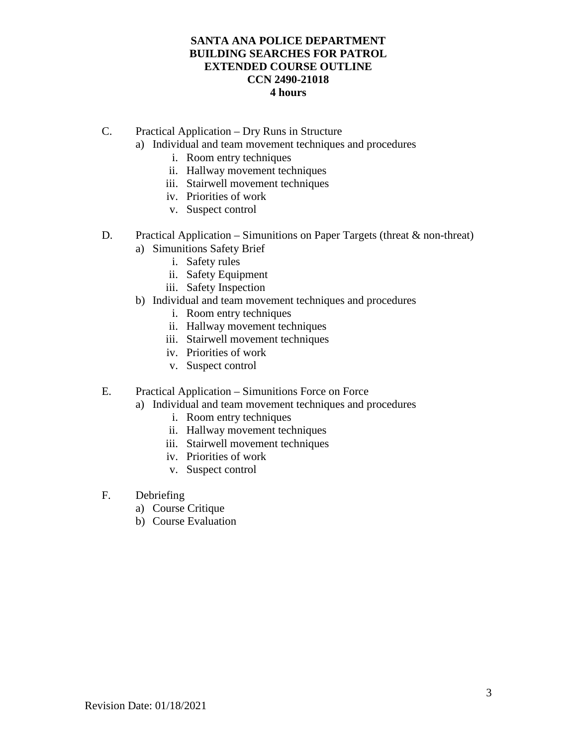**SANTA ANA POLICE DEPARTMENT**
**BUILDING SEARCHES FOR PATROL**
**EXTENDED COURSE OUTLINE**
**CCN 2490-21018**
**4 hours**

C. Practical Application – Dry Runs in Structure
   a) Individual and team movement techniques and procedures
      i. Room entry techniques
      ii. Hallway movement techniques
      iii. Stairwell movement techniques
      iv. Priorities of work
      v. Suspect control

D. Practical Application – Simunitions on Paper Targets (threat & non-threat)
   a) Simunitions Safety Brief
      i. Safety rules
      ii. Safety Equipment
      iii. Safety Inspection
   b) Individual and team movement techniques and procedures
      i. Room entry techniques
      ii. Hallway movement techniques
      iii. Stairwell movement techniques
      iv. Priorities of work
      v. Suspect control

E. Practical Application – Simunitions Force on Force
   a) Individual and team movement techniques and procedures
      i. Room entry techniques
      ii. Hallway movement techniques
      iii. Stairwell movement techniques
      iv. Priorities of work
      v. Suspect control

F. Debriefing
   a) Course Critique
   b) Course Evaluation

Revision Date: 01/18/2021